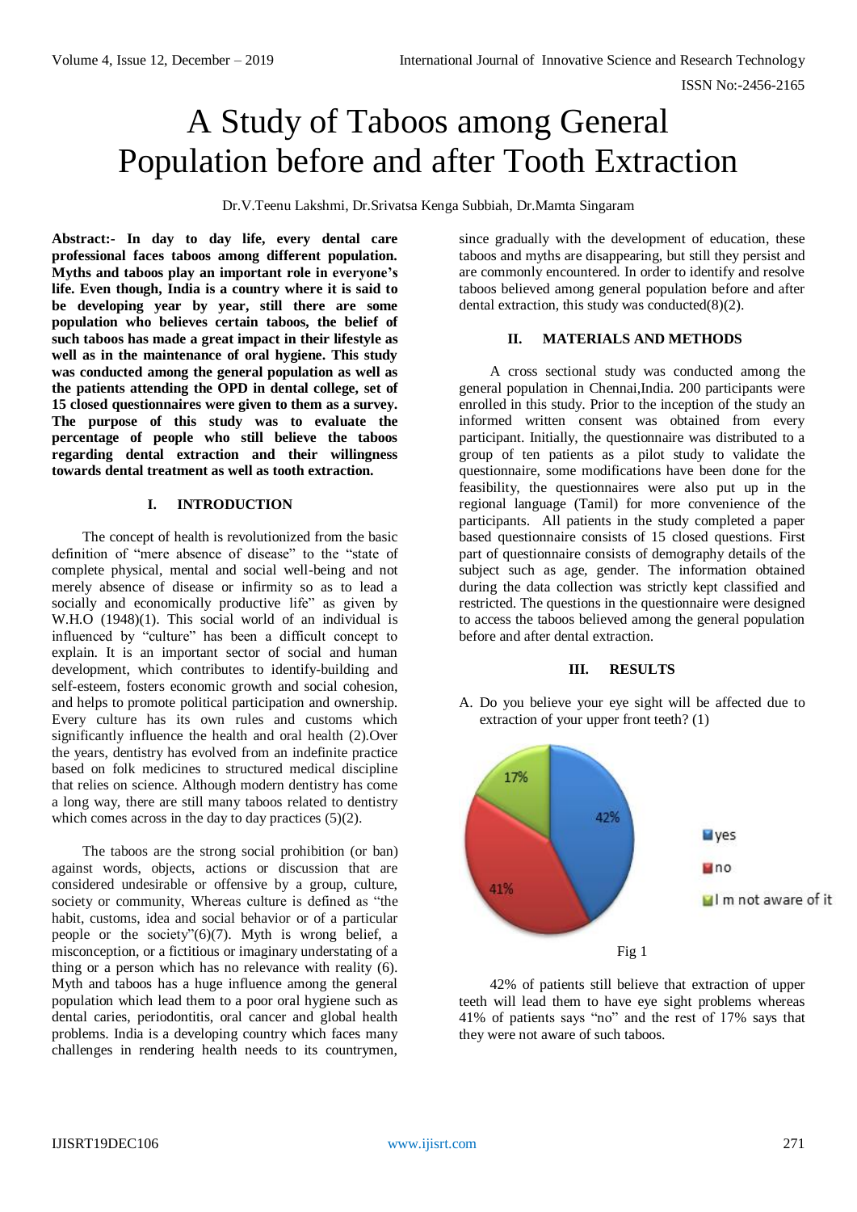# A Study of Taboos among General Population before and after Tooth Extraction

Dr.V.Teenu Lakshmi, Dr.Srivatsa Kenga Subbiah, Dr.Mamta Singaram

**Abstract:- In day to day life, every dental care professional faces taboos among different population. Myths and taboos play an important role in everyone's life. Even though, India is a country where it is said to be developing year by year, still there are some population who believes certain taboos, the belief of such taboos has made a great impact in their lifestyle as well as in the maintenance of oral hygiene. This study was conducted among the general population as well as the patients attending the OPD in dental college, set of 15 closed questionnaires were given to them as a survey. The purpose of this study was to evaluate the percentage of people who still believe the taboos regarding dental extraction and their willingness towards dental treatment as well as tooth extraction.**

## I. INTRODUCTION

The concept of health is revolutionized from the basic definition of "mere absence of disease" to the "state of complete physical, mental and social well-being and not merely absence of disease or infirmity so as to lead a socially and economically productive life" as given by W.H.O (1948)(1). This social world of an individual is influenced by "culture" has been a difficult concept to explain. It is an important sector of social and human development, which contributes to identify-building and self-esteem, fosters economic growth and social cohesion, and helps to promote political participation and ownership. Every culture has its own rules and customs which significantly influence the health and oral health (2).Over the years, dentistry has evolved from an indefinite practice based on folk medicines to structured medical discipline that relies on science. Although modern dentistry has come a long way, there are still many taboos related to dentistry which comes across in the day to day practices (5)(2).

The taboos are the strong social prohibition (or ban) against words, objects, actions or discussion that are considered undesirable or offensive by a group, culture, society or community, Whereas culture is defined as "the habit, customs, idea and social behavior or of a particular people or the society"(6)(7). Myth is wrong belief, a misconception, or a fictitious or imaginary understating of a thing or a person which has no relevance with reality (6). Myth and taboos has a huge influence among the general population which lead them to a poor oral hygiene such as dental caries, periodontitis, oral cancer and global health problems. India is a developing country which faces many challenges in rendering health needs to its countrymen, since gradually with the development of education, these taboos and myths are disappearing, but still they persist and are commonly encountered. In order to identify and resolve taboos believed among general population before and after dental extraction, this study was conducted(8)(2).

## II. MATERIALS AND METHODS

A cross sectional study was conducted among the general population in Chennai,India. 200 participants were enrolled in this study. Prior to the inception of the study an informed written consent was obtained from every participant. Initially, the questionnaire was distributed to a group of ten patients as a pilot study to validate the questionnaire, some modifications have been done for the feasibility, the questionnaires were also put up in the regional language (Tamil) for more convenience of the participants. All patients in the study completed a paper based questionnaire consists of 15 closed questions. First part of questionnaire consists of demography details of the subject such as age, gender. The information obtained during the data collection was strictly kept classified and restricted. The questions in the questionnaire were designed to access the taboos believed among the general population before and after dental extraction.

## III. RESULTS

A. Do you believe your eye sight will be affected due to extraction of your upper front teeth? (1)

| Response | Percentage |
|---|---|
| yes | 42% |
| no | 41% |
| I m not aware of it | 17% |

Fig 1

42% of patients still believe that extraction of upper teeth will lead them to have eye sight problems whereas 41% of patients says "no" and the rest of 17% says that they were not aware of such taboos.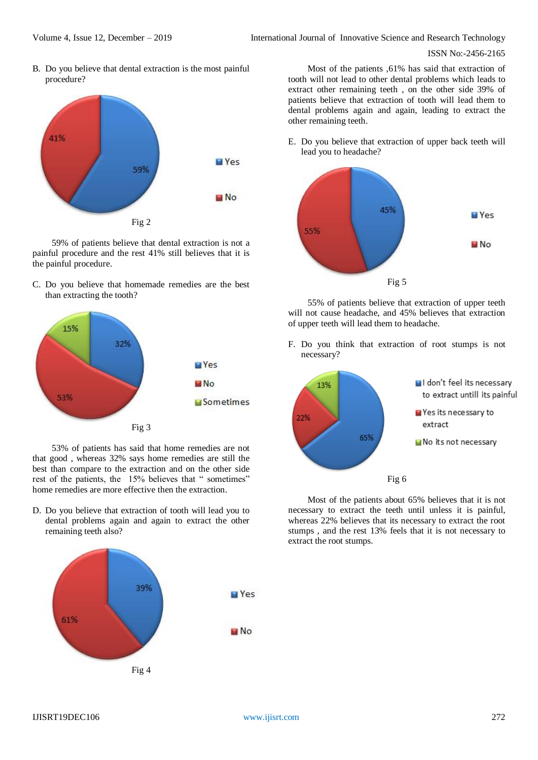B. Do you believe that dental extraction is the most painful procedure?

Fig 2

59% of patients believe that dental extraction is not a painful procedure and the rest 41% still believes that it is the painful procedure.

C. Do you believe that homemade remedies are the best than extracting the tooth?

Fig 3

53% of patients has said that home remedies are not that good , whereas 32% says home remedies are still the best than compare to the extraction and on the other side rest of the patients, the 15% believes that " sometimes" home remedies are more effective then the extraction.

D. Do you believe that extraction of tooth will lead you to dental problems again and again to extract the other remaining teeth also?

Fig 4

Most of the patients ,61% has said that extraction of tooth will not lead to other dental problems which leads to extract other remaining teeth , on the other side 39% of patients believe that extraction of tooth will lead them to dental problems again and again, leading to extract the other remaining teeth.

E. Do you believe that extraction of upper back teeth will lead you to headache?

Fig 5

55% of patients believe that extraction of upper teeth will not cause headache, and 45% believes that extraction of upper teeth will lead them to headache.

F. Do you think that extraction of root stumps is not necessary?

Fig 6

Most of the patients about 65% believes that it is not necessary to extract the teeth until unless it is painful, whereas 22% believes that its necessary to extract the root stumps , and the rest 13% feels that it is not necessary to extract the root stumps.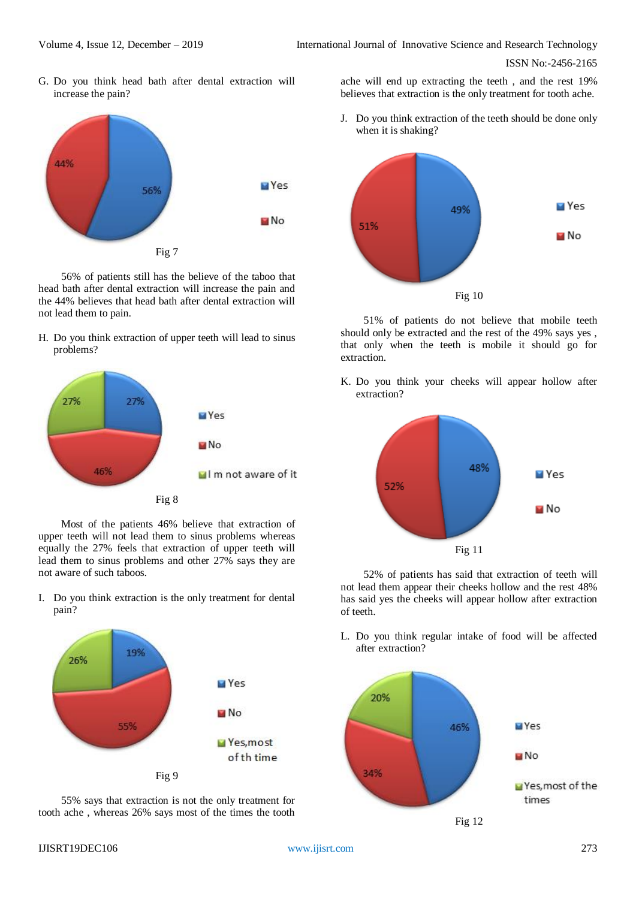G. Do you think head bath after dental extraction will increase the pain?

Fig 7

56% of patients still has the believe of the taboo that head bath after dental extraction will increase the pain and the 44% believes that head bath after dental extraction will not lead them to pain.

H. Do you think extraction of upper teeth will lead to sinus problems?

Fig 8

Most of the patients 46% believe that extraction of upper teeth will not lead them to sinus problems whereas equally the 27% feels that extraction of upper teeth will lead them to sinus problems and other 27% says they are not aware of such taboos.

I. Do you think extraction is the only treatment for dental pain?

Fig 9

55% says that extraction is not the only treatment for tooth ache , whereas 26% says most of the times the tooth ache will end up extracting the teeth , and the rest 19% believes that extraction is the only treatment for tooth ache.

J. Do you think extraction of the teeth should be done only when it is shaking?

Fig 10

51% of patients do not believe that mobile teeth should only be extracted and the rest of the 49% says yes , that only when the teeth is mobile it should go for extraction.

K. Do you think your cheeks will appear hollow after extraction?

Fig 11

52% of patients has said that extraction of teeth will not lead them appear their cheeks hollow and the rest 48% has said yes the cheeks will appear hollow after extraction of teeth.

L. Do you think regular intake of food will be affected after extraction?

Fig 12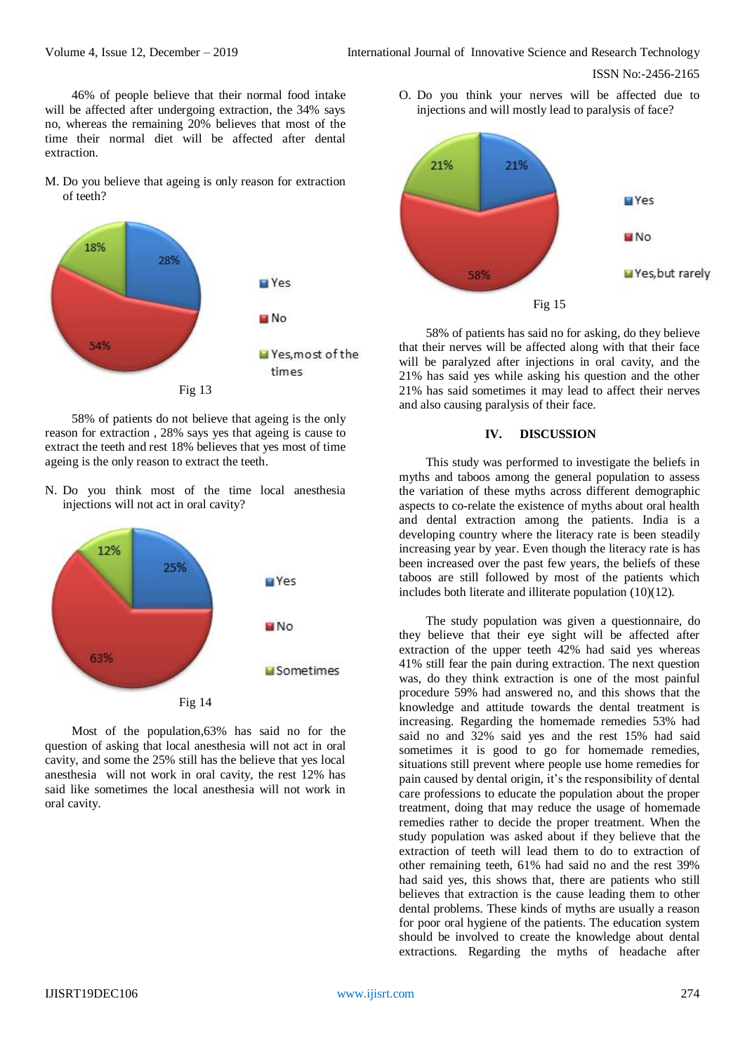46% of people believe that their normal food intake will be affected after undergoing extraction, the 34% says no, whereas the remaining 20% believes that most of the time their normal diet will be affected after dental extraction.

M. Do you believe that ageing is only reason for extraction of teeth?

Fig 13

58% of patients do not believe that ageing is the only reason for extraction , 28% says yes that ageing is cause to extract the teeth and rest 18% believes that yes most of time ageing is the only reason to extract the teeth.

N. Do you think most of the time local anesthesia injections will not act in oral cavity?

Fig 14

Most of the population,63% has said no for the question of asking that local anesthesia will not act in oral cavity, and some the 25% still has the believe that yes local anesthesia will not work in oral cavity, the rest 12% has said like sometimes the local anesthesia will not work in oral cavity.

O. Do you think your nerves will be affected due to injections and will mostly lead to paralysis of face?

Fig 15

58% of patients has said no for asking, do they believe that their nerves will be affected along with that their face will be paralyzed after injections in oral cavity, and the 21% has said yes while asking his question and the other 21% has said sometimes it may lead to affect their nerves and also causing paralysis of their face.

## IV. DISCUSSION

This study was performed to investigate the beliefs in myths and taboos among the general population to assess the variation of these myths across different demographic aspects to co-relate the existence of myths about oral health and dental extraction among the patients. India is a developing country where the literacy rate is been steadily increasing year by year. Even though the literacy rate is has been increased over the past few years, the beliefs of these taboos are still followed by most of the patients which includes both literate and illiterate population (10)(12).

The study population was given a questionnaire, do they believe that their eye sight will be affected after extraction of the upper teeth 42% had said yes whereas 41% still fear the pain during extraction. The next question was, do they think extraction is one of the most painful procedure 59% had answered no, and this shows that the knowledge and attitude towards the dental treatment is increasing. Regarding the homemade remedies 53% had said no and 32% said yes and the rest 15% had said sometimes it is good to go for homemade remedies, situations still prevent where people use home remedies for pain caused by dental origin, it's the responsibility of dental care professions to educate the population about the proper treatment, doing that may reduce the usage of homemade remedies rather to decide the proper treatment. When the study population was asked about if they believe that the extraction of teeth will lead them to do to extraction of other remaining teeth, 61% had said no and the rest 39% had said yes, this shows that, there are patients who still believes that extraction is the cause leading them to other dental problems. These kinds of myths are usually a reason for poor oral hygiene of the patients. The education system should be involved to create the knowledge about dental extractions. Regarding the myths of headache after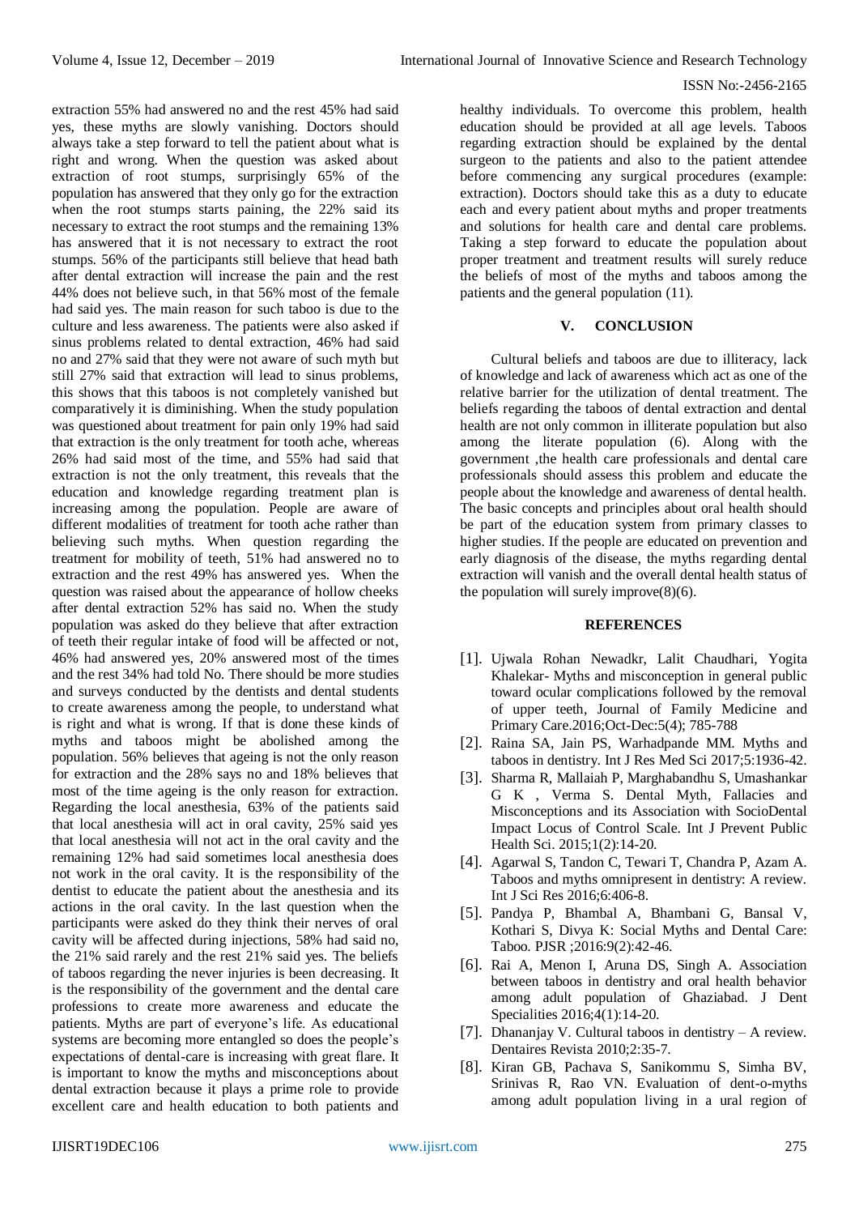extraction 55% had answered no and the rest 45% had said yes, these myths are slowly vanishing. Doctors should always take a step forward to tell the patient about what is right and wrong. When the question was asked about extraction of root stumps, surprisingly 65% of the population has answered that they only go for the extraction when the root stumps starts paining, the 22% said its necessary to extract the root stumps and the remaining 13% has answered that it is not necessary to extract the root stumps. 56% of the participants still believe that head bath after dental extraction will increase the pain and the rest 44% does not believe such, in that 56% most of the female had said yes. The main reason for such taboo is due to the culture and less awareness. The patients were also asked if sinus problems related to dental extraction, 46% had said no and 27% said that they were not aware of such myth but still 27% said that extraction will lead to sinus problems, this shows that this taboos is not completely vanished but comparatively it is diminishing. When the study population was questioned about treatment for pain only 19% had said that extraction is the only treatment for tooth ache, whereas 26% had said most of the time, and 55% had said that extraction is not the only treatment, this reveals that the education and knowledge regarding treatment plan is increasing among the population. People are aware of different modalities of treatment for tooth ache rather than believing such myths. When question regarding the treatment for mobility of teeth, 51% had answered no to extraction and the rest 49% has answered yes. When the question was raised about the appearance of hollow cheeks after dental extraction 52% has said no. When the study population was asked do they believe that after extraction of teeth their regular intake of food will be affected or not, 46% had answered yes, 20% answered most of the times and the rest 34% had told No. There should be more studies and surveys conducted by the dentists and dental students to create awareness among the people, to understand what is right and what is wrong. If that is done these kinds of myths and taboos might be abolished among the population. 56% believes that ageing is not the only reason for extraction and the 28% says no and 18% believes that most of the time ageing is the only reason for extraction. Regarding the local anesthesia, 63% of the patients said that local anesthesia will act in oral cavity, 25% said yes that local anesthesia will not act in the oral cavity and the remaining 12% had said sometimes local anesthesia does not work in the oral cavity. It is the responsibility of the dentist to educate the patient about the anesthesia and its actions in the oral cavity. In the last question when the participants were asked do they think their nerves of oral cavity will be affected during injections, 58% had said no, the 21% said rarely and the rest 21% said yes. The beliefs of taboos regarding the never injuries is been decreasing. It is the responsibility of the government and the dental care professions to create more awareness and educate the patients. Myths are part of everyone's life. As educational systems are becoming more entangled so does the people's expectations of dental-care is increasing with great flare. It is important to know the myths and misconceptions about dental extraction because it plays a prime role to provide excellent care and health education to both patients and healthy individuals. To overcome this problem, health education should be provided at all age levels. Taboos regarding extraction should be explained by the dental surgeon to the patients and also to the patient attendee before commencing any surgical procedures (example: extraction). Doctors should take this as a duty to educate each and every patient about myths and proper treatments and solutions for health care and dental care problems. Taking a step forward to educate the population about proper treatment and treatment results will surely reduce the beliefs of most of the myths and taboos among the patients and the general population (11).

## V. CONCLUSION

Cultural beliefs and taboos are due to illiteracy, lack of knowledge and lack of awareness which act as one of the relative barrier for the utilization of dental treatment. The beliefs regarding the taboos of dental extraction and dental health are not only common in illiterate population but also among the literate population (6). Along with the government ,the health care professionals and dental care professionals should assess this problem and educate the people about the knowledge and awareness of dental health. The basic concepts and principles about oral health should be part of the education system from primary classes to higher studies. If the people are educated on prevention and early diagnosis of the disease, the myths regarding dental extraction will vanish and the overall dental health status of the population will surely improve(8)(6).

## REFERENCES

- [1]. Ujwala Rohan Newadkr, Lalit Chaudhari, Yogita Khalekar- Myths and misconception in general public toward ocular complications followed by the removal of upper teeth, Journal of Family Medicine and Primary Care.2016;Oct-Dec:5(4); 785-788
- [2]. Raina SA, Jain PS, Warhadpande MM. Myths and taboos in dentistry. Int J Res Med Sci 2017;5:1936-42.
- [3]. Sharma R, Mallaiah P, Marghabandhu S, Umashankar G K , Verma S. Dental Myth, Fallacies and Misconceptions and its Association with SocioDental Impact Locus of Control Scale. Int J Prevent Public Health Sci. 2015;1(2):14-20.
- [4]. Agarwal S, Tandon C, Tewari T, Chandra P, Azam A. Taboos and myths omnipresent in dentistry: A review. Int J Sci Res 2016;6:406-8.
- [5]. Pandya P, Bhambal A, Bhambani G, Bansal V, Kothari S, Divya K: Social Myths and Dental Care: Taboo. PJSR ;2016:9(2):42-46.
- [6]. Rai A, Menon I, Aruna DS, Singh A. Association between taboos in dentistry and oral health behavior among adult population of Ghaziabad. J Dent Specialities 2016;4(1):14-20.
- [7]. Dhananjay V. Cultural taboos in dentistry – A review. Dentaires Revista 2010;2:35-7.
- [8]. Kiran GB, Pachava S, Sanikommu S, Simha BV, Srinivas R, Rao VN. Evaluation of dent-o-myths among adult population living in a ural region of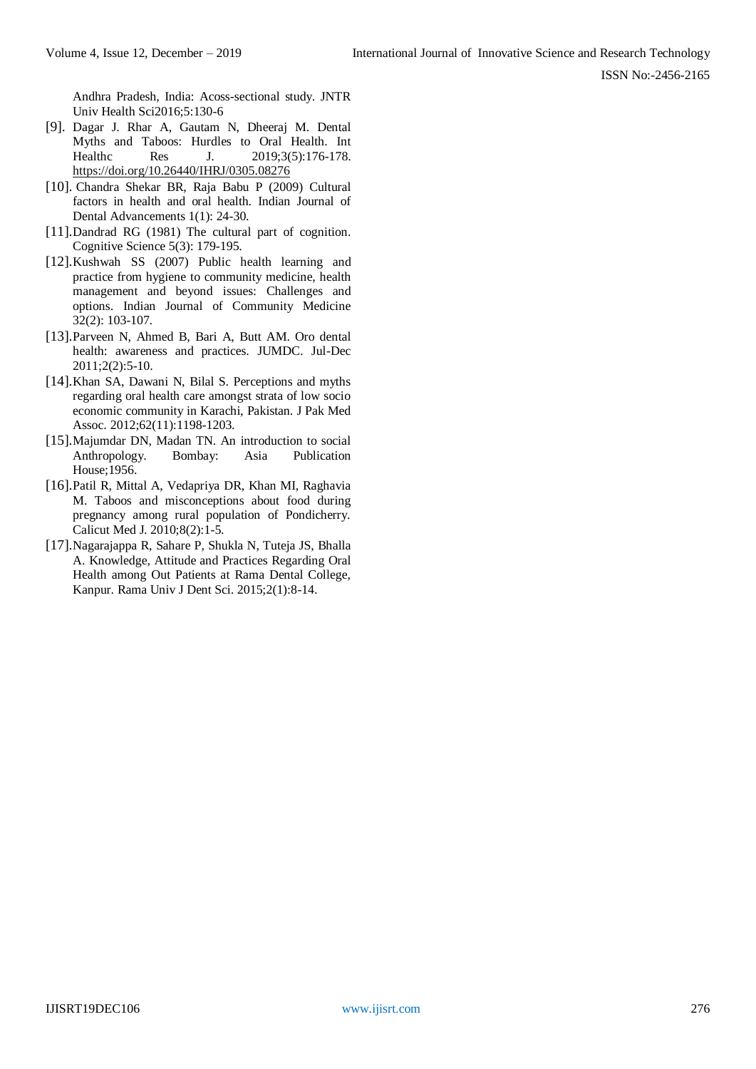Andhra Pradesh, India: Acoss-sectional study. JNTR Univ Health Sci2016;5:130-6

[9]. Dagar J. Rhar A, Gautam N, Dheeraj M. Dental Myths and Taboos: Hurdles to Oral Health. Int Healthc Res J. 2019;3(5):176-178. https://doi.org/10.26440/IHRJ/0305.08276

[10]. Chandra Shekar BR, Raja Babu P (2009) Cultural factors in health and oral health. Indian Journal of Dental Advancements 1(1): 24-30.

[11]. Dandrad RG (1981) The cultural part of cognition. Cognitive Science 5(3): 179-195.

[12]. Kushwah SS (2007) Public health learning and practice from hygiene to community medicine, health management and beyond issues: Challenges and options. Indian Journal of Community Medicine 32(2): 103-107.

[13]. Parveen N, Ahmed B, Bari A, Butt AM. Oro dental health: awareness and practices. JUMDC. Jul-Dec 2011;2(2):5-10.

[14]. Khan SA, Dawani N, Bilal S. Perceptions and myths regarding oral health care amongst strata of low socio economic community in Karachi, Pakistan. J Pak Med Assoc. 2012;62(11):1198-1203.

[15]. Majumdar DN, Madan TN. An introduction to social Anthropology. Bombay: Asia Publication House;1956.

[16]. Patil R, Mittal A, Vedapriya DR, Khan MI, Raghavia M. Taboos and misconceptions about food during pregnancy among rural population of Pondicherry. Calicut Med J. 2010;8(2):1-5.

[17]. Nagarajappa R, Sahare P, Shukla N, Tuteja JS, Bhalla A. Knowledge, Attitude and Practices Regarding Oral Health among Out Patients at Rama Dental College, Kanpur. Rama Univ J Dent Sci. 2015;2(1):8-14.